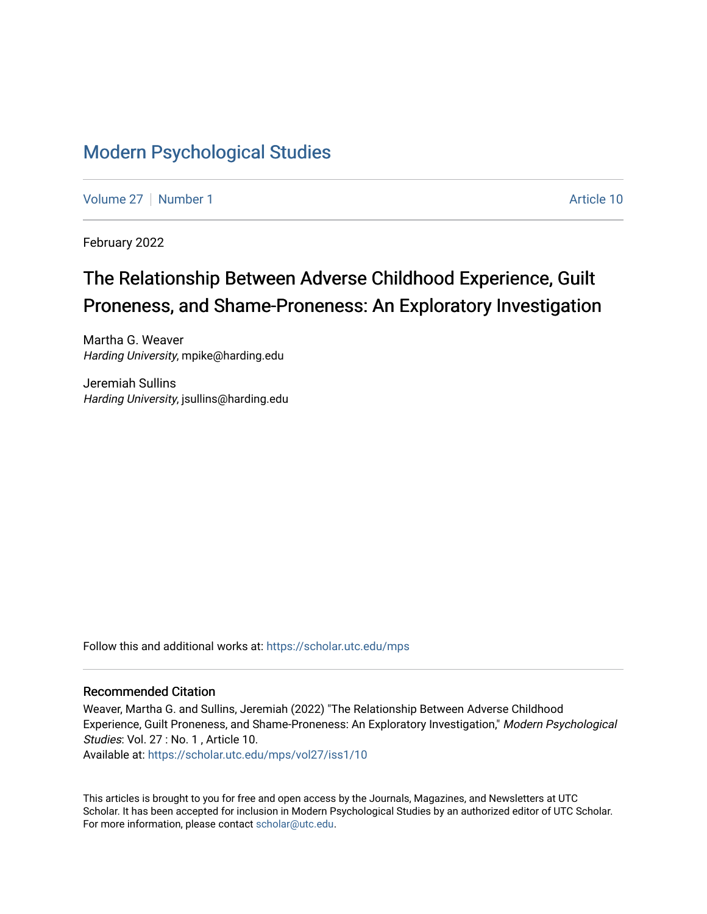# Modern Psychological Studies

Volume 27 | Number 1 Article 10

February 2022

## The Relationship Between Adverse Childhood Experience, Guilt Proneness, and Shame-Proneness: An Exploratory Investigation

Martha G. Weaver
*Harding University*, mpike@harding.edu

Jeremiah Sullins
*Harding University*, jsullins@harding.edu

Follow this and additional works at: https://scholar.utc.edu/mps

### Recommended Citation

Weaver, Martha G. and Sullins, Jeremiah (2022) "The Relationship Between Adverse Childhood Experience, Guilt Proneness, and Shame-Proneness: An Exploratory Investigation," *Modern Psychological Studies*: Vol. 27 : No. 1 , Article 10.
Available at: https://scholar.utc.edu/mps/vol27/iss1/10

This articles is brought to you for free and open access by the Journals, Magazines, and Newsletters at UTC Scholar. It has been accepted for inclusion in Modern Psychological Studies by an authorized editor of UTC Scholar. For more information, please contact scholar@utc.edu.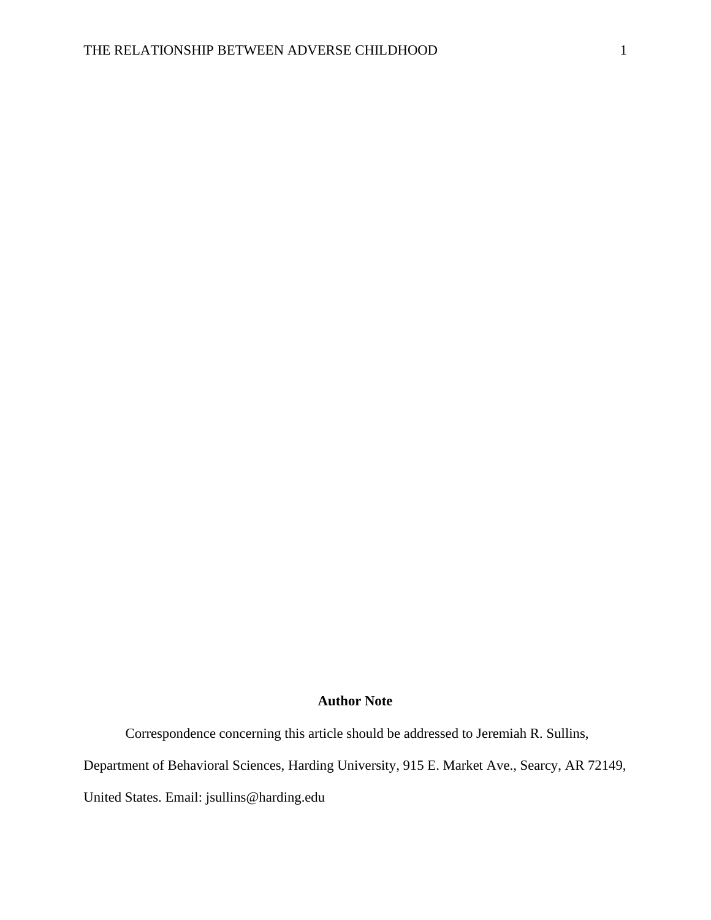**Author Note**

Correspondence concerning this article should be addressed to Jeremiah R. Sullins, Department of Behavioral Sciences, Harding University, 915 E. Market Ave., Searcy, AR 72149, United States. Email: jsullins@harding.edu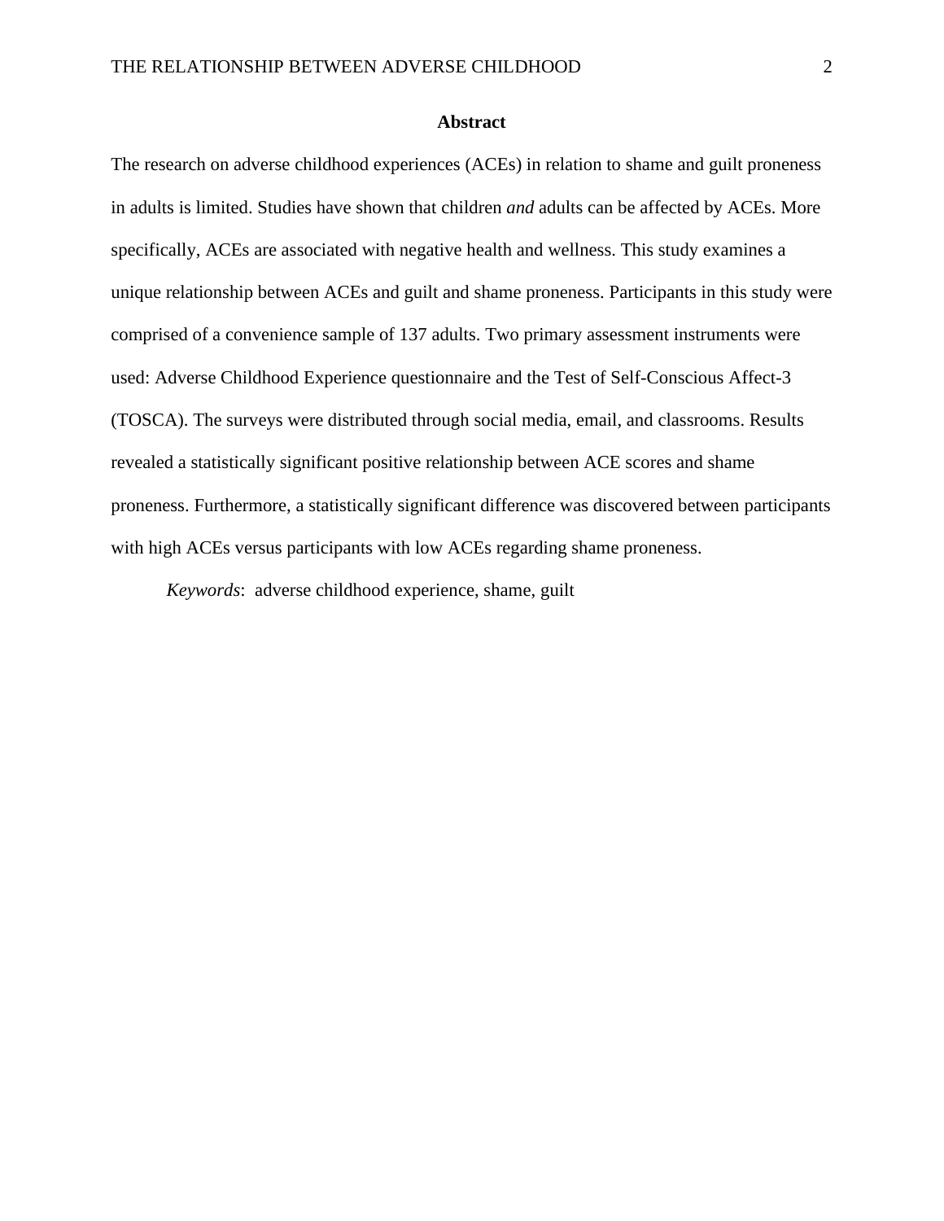## Abstract

The research on adverse childhood experiences (ACEs) in relation to shame and guilt proneness in adults is limited. Studies have shown that children *and* adults can be affected by ACEs. More specifically, ACEs are associated with negative health and wellness. This study examines a unique relationship between ACEs and guilt and shame proneness. Participants in this study were comprised of a convenience sample of 137 adults. Two primary assessment instruments were used: Adverse Childhood Experience questionnaire and the Test of Self-Conscious Affect-3 (TOSCA). The surveys were distributed through social media, email, and classrooms. Results revealed a statistically significant positive relationship between ACE scores and shame proneness. Furthermore, a statistically significant difference was discovered between participants with high ACEs versus participants with low ACEs regarding shame proneness.

*Keywords*: adverse childhood experience, shame, guilt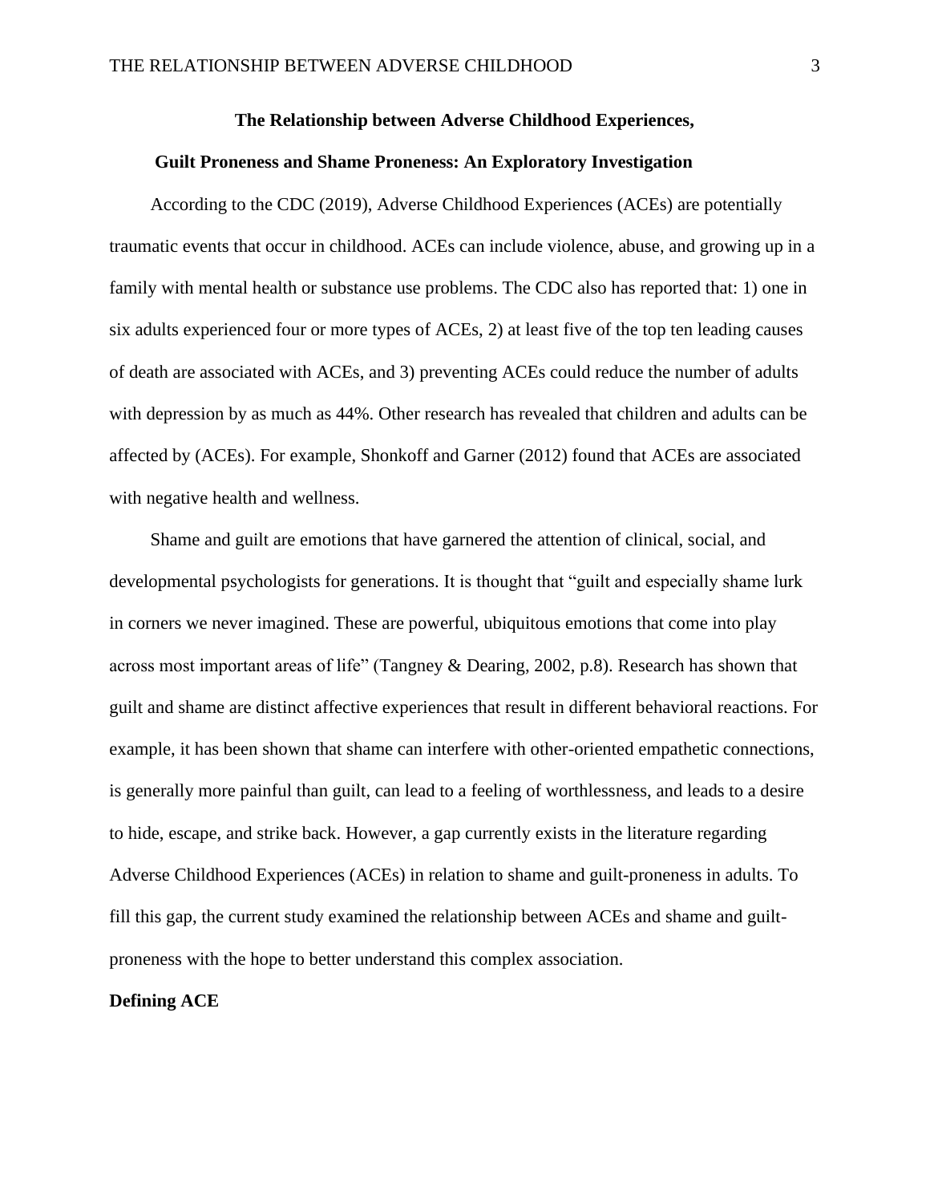## The Relationship between Adverse Childhood Experiences, Guilt Proneness and Shame Proneness: An Exploratory Investigation

According to the CDC (2019), Adverse Childhood Experiences (ACEs) are potentially traumatic events that occur in childhood. ACEs can include violence, abuse, and growing up in a family with mental health or substance use problems. The CDC also has reported that: 1) one in six adults experienced four or more types of ACEs, 2) at least five of the top ten leading causes of death are associated with ACEs, and 3) preventing ACEs could reduce the number of adults with depression by as much as 44%. Other research has revealed that children and adults can be affected by (ACEs). For example, Shonkoff and Garner (2012) found that ACEs are associated with negative health and wellness.

Shame and guilt are emotions that have garnered the attention of clinical, social, and developmental psychologists for generations. It is thought that "guilt and especially shame lurk in corners we never imagined. These are powerful, ubiquitous emotions that come into play across most important areas of life" (Tangney & Dearing, 2002, p.8). Research has shown that guilt and shame are distinct affective experiences that result in different behavioral reactions. For example, it has been shown that shame can interfere with other-oriented empathetic connections, is generally more painful than guilt, can lead to a feeling of worthlessness, and leads to a desire to hide, escape, and strike back. However, a gap currently exists in the literature regarding Adverse Childhood Experiences (ACEs) in relation to shame and guilt-proneness in adults. To fill this gap, the current study examined the relationship between ACEs and shame and guilt-proneness with the hope to better understand this complex association.

### Defining ACE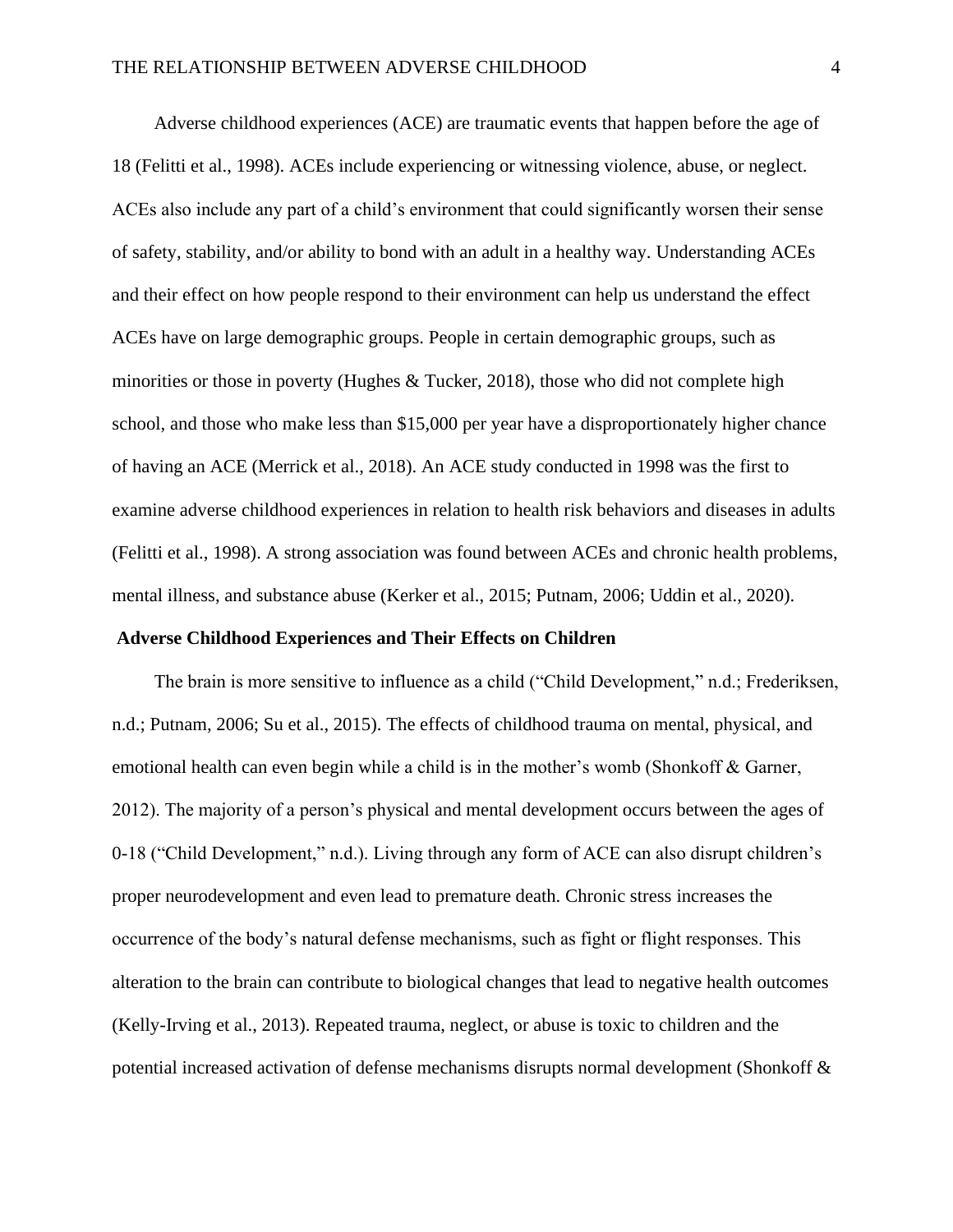Adverse childhood experiences (ACE) are traumatic events that happen before the age of 18 (Felitti et al., 1998). ACEs include experiencing or witnessing violence, abuse, or neglect. ACEs also include any part of a child's environment that could significantly worsen their sense of safety, stability, and/or ability to bond with an adult in a healthy way. Understanding ACEs and their effect on how people respond to their environment can help us understand the effect ACEs have on large demographic groups. People in certain demographic groups, such as minorities or those in poverty (Hughes & Tucker, 2018), those who did not complete high school, and those who make less than $15,000 per year have a disproportionately higher chance of having an ACE (Merrick et al., 2018). An ACE study conducted in 1998 was the first to examine adverse childhood experiences in relation to health risk behaviors and diseases in adults (Felitti et al., 1998). A strong association was found between ACEs and chronic health problems, mental illness, and substance abuse (Kerker et al., 2015; Putnam, 2006; Uddin et al., 2020).

## Adverse Childhood Experiences and Their Effects on Children

The brain is more sensitive to influence as a child ("Child Development," n.d.; Frederiksen, n.d.; Putnam, 2006; Su et al., 2015). The effects of childhood trauma on mental, physical, and emotional health can even begin while a child is in the mother's womb (Shonkoff & Garner, 2012). The majority of a person's physical and mental development occurs between the ages of 0-18 ("Child Development," n.d.). Living through any form of ACE can also disrupt children's proper neurodevelopment and even lead to premature death. Chronic stress increases the occurrence of the body's natural defense mechanisms, such as fight or flight responses. This alteration to the brain can contribute to biological changes that lead to negative health outcomes (Kelly-Irving et al., 2013). Repeated trauma, neglect, or abuse is toxic to children and the potential increased activation of defense mechanisms disrupts normal development (Shonkoff &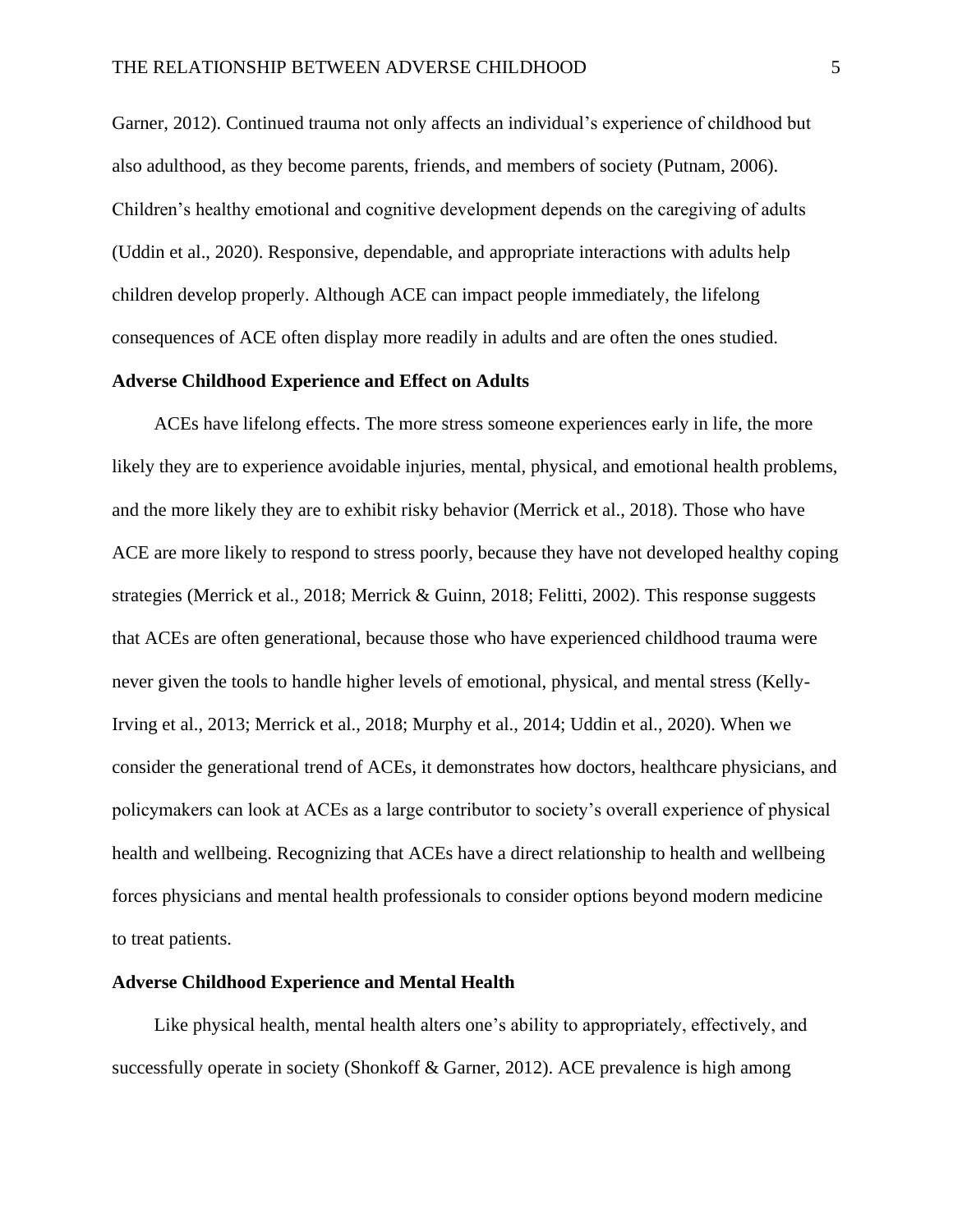Garner, 2012). Continued trauma not only affects an individual's experience of childhood but also adulthood, as they become parents, friends, and members of society (Putnam, 2006). Children's healthy emotional and cognitive development depends on the caregiving of adults (Uddin et al., 2020). Responsive, dependable, and appropriate interactions with adults help children develop properly. Although ACE can impact people immediately, the lifelong consequences of ACE often display more readily in adults and are often the ones studied.

## Adverse Childhood Experience and Effect on Adults

ACEs have lifelong effects. The more stress someone experiences early in life, the more likely they are to experience avoidable injuries, mental, physical, and emotional health problems, and the more likely they are to exhibit risky behavior (Merrick et al., 2018). Those who have ACE are more likely to respond to stress poorly, because they have not developed healthy coping strategies (Merrick et al., 2018; Merrick & Guinn, 2018; Felitti, 2002). This response suggests that ACEs are often generational, because those who have experienced childhood trauma were never given the tools to handle higher levels of emotional, physical, and mental stress (Kelly-Irving et al., 2013; Merrick et al., 2018; Murphy et al., 2014; Uddin et al., 2020). When we consider the generational trend of ACEs, it demonstrates how doctors, healthcare physicians, and policymakers can look at ACEs as a large contributor to society's overall experience of physical health and wellbeing. Recognizing that ACEs have a direct relationship to health and wellbeing forces physicians and mental health professionals to consider options beyond modern medicine to treat patients.

## Adverse Childhood Experience and Mental Health

Like physical health, mental health alters one's ability to appropriately, effectively, and successfully operate in society (Shonkoff & Garner, 2012). ACE prevalence is high among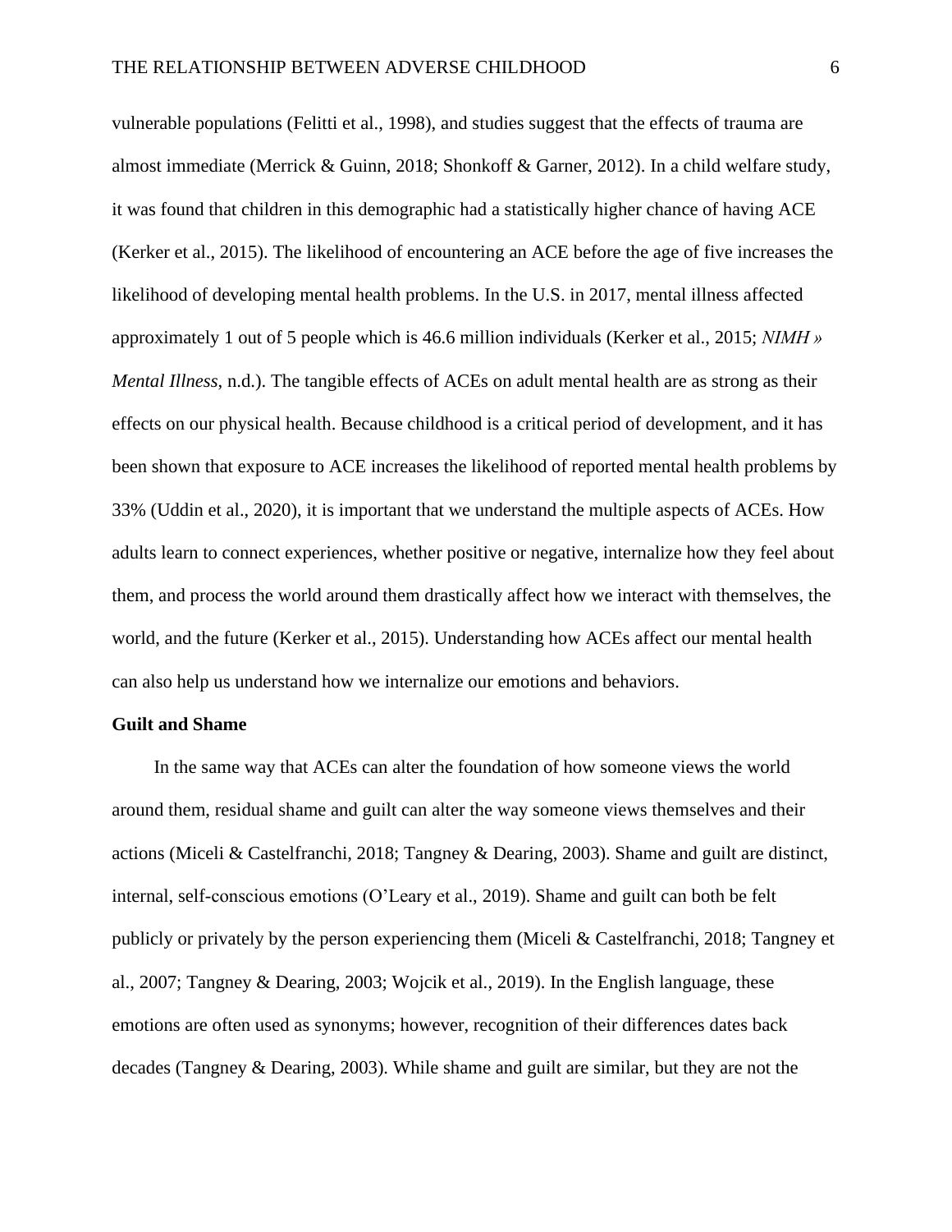vulnerable populations (Felitti et al., 1998), and studies suggest that the effects of trauma are almost immediate (Merrick & Guinn, 2018; Shonkoff & Garner, 2012). In a child welfare study, it was found that children in this demographic had a statistically higher chance of having ACE (Kerker et al., 2015). The likelihood of encountering an ACE before the age of five increases the likelihood of developing mental health problems. In the U.S. in 2017, mental illness affected approximately 1 out of 5 people which is 46.6 million individuals (Kerker et al., 2015; *NIMH » Mental Illness*, n.d.). The tangible effects of ACEs on adult mental health are as strong as their effects on our physical health. Because childhood is a critical period of development, and it has been shown that exposure to ACE increases the likelihood of reported mental health problems by 33% (Uddin et al., 2020), it is important that we understand the multiple aspects of ACEs. How adults learn to connect experiences, whether positive or negative, internalize how they feel about them, and process the world around them drastically affect how we interact with themselves, the world, and the future (Kerker et al., 2015). Understanding how ACEs affect our mental health can also help us understand how we internalize our emotions and behaviors.

**Guilt and Shame**

In the same way that ACEs can alter the foundation of how someone views the world around them, residual shame and guilt can alter the way someone views themselves and their actions (Miceli & Castelfranchi, 2018; Tangney & Dearing, 2003). Shame and guilt are distinct, internal, self-conscious emotions (O'Leary et al., 2019). Shame and guilt can both be felt publicly or privately by the person experiencing them (Miceli & Castelfranchi, 2018; Tangney et al., 2007; Tangney & Dearing, 2003; Wojcik et al., 2019). In the English language, these emotions are often used as synonyms; however, recognition of their differences dates back decades (Tangney & Dearing, 2003). While shame and guilt are similar, but they are not the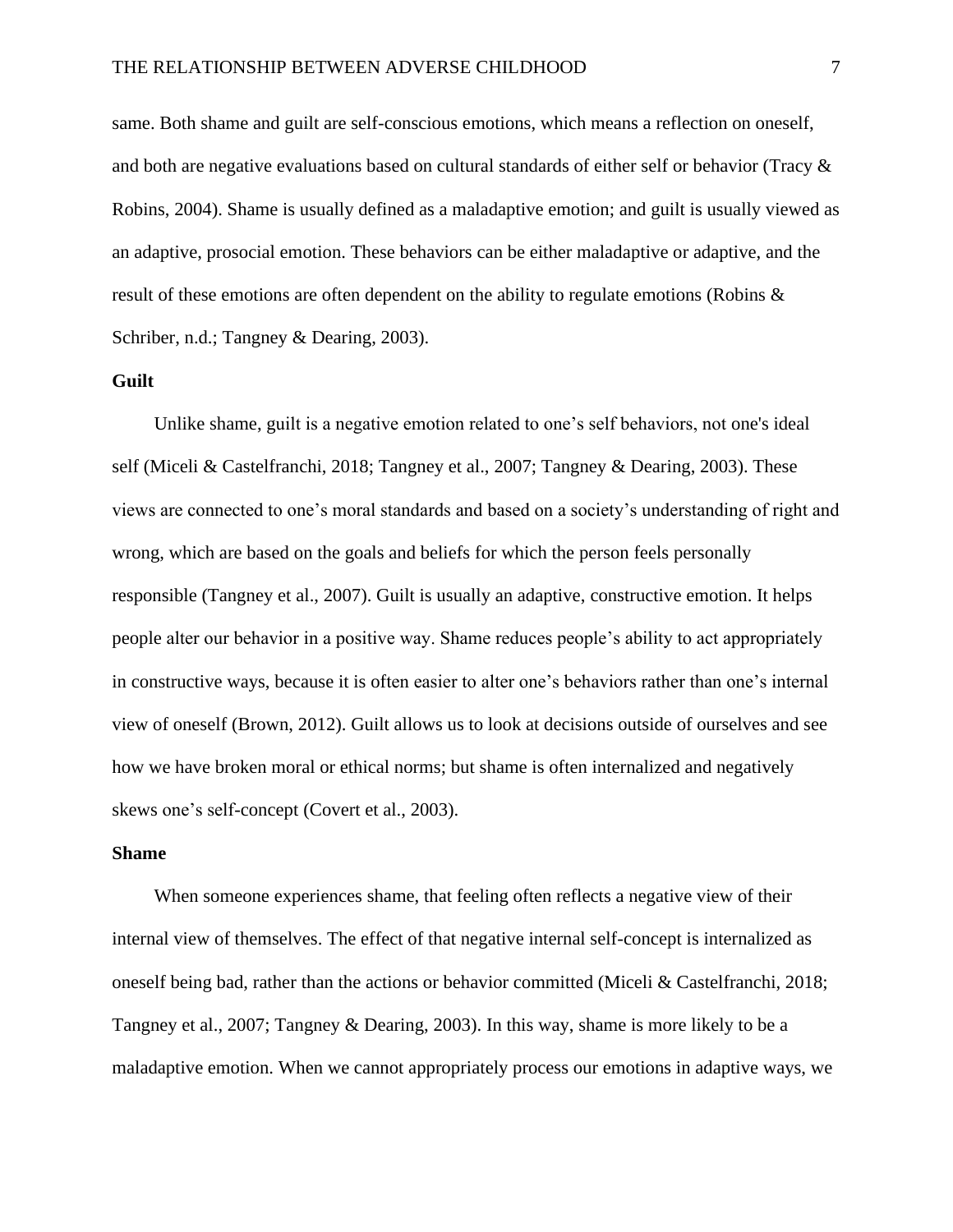same. Both shame and guilt are self-conscious emotions, which means a reflection on oneself, and both are negative evaluations based on cultural standards of either self or behavior (Tracy & Robins, 2004). Shame is usually defined as a maladaptive emotion; and guilt is usually viewed as an adaptive, prosocial emotion. These behaviors can be either maladaptive or adaptive, and the result of these emotions are often dependent on the ability to regulate emotions (Robins & Schriber, n.d.; Tangney & Dearing, 2003).

**Guilt**

Unlike shame, guilt is a negative emotion related to one's self behaviors, not one's ideal self (Miceli & Castelfranchi, 2018; Tangney et al., 2007; Tangney & Dearing, 2003). These views are connected to one's moral standards and based on a society's understanding of right and wrong, which are based on the goals and beliefs for which the person feels personally responsible (Tangney et al., 2007). Guilt is usually an adaptive, constructive emotion. It helps people alter our behavior in a positive way. Shame reduces people's ability to act appropriately in constructive ways, because it is often easier to alter one's behaviors rather than one's internal view of oneself (Brown, 2012). Guilt allows us to look at decisions outside of ourselves and see how we have broken moral or ethical norms; but shame is often internalized and negatively skews one's self-concept (Covert et al., 2003).

**Shame**

When someone experiences shame, that feeling often reflects a negative view of their internal view of themselves. The effect of that negative internal self-concept is internalized as oneself being bad, rather than the actions or behavior committed (Miceli & Castelfranchi, 2018; Tangney et al., 2007; Tangney & Dearing, 2003). In this way, shame is more likely to be a maladaptive emotion. When we cannot appropriately process our emotions in adaptive ways, we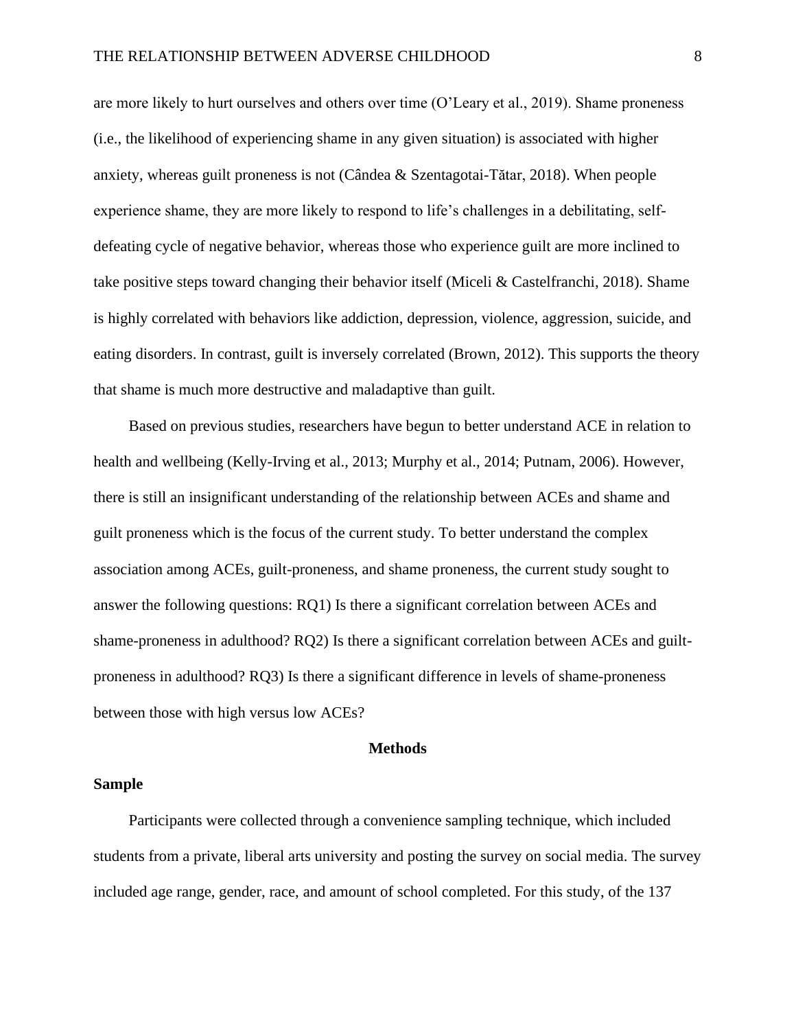are more likely to hurt ourselves and others over time (O'Leary et al., 2019). Shame proneness (i.e., the likelihood of experiencing shame in any given situation) is associated with higher anxiety, whereas guilt proneness is not (Cândea & Szentagotai-Tătar, 2018). When people experience shame, they are more likely to respond to life's challenges in a debilitating, self-defeating cycle of negative behavior, whereas those who experience guilt are more inclined to take positive steps toward changing their behavior itself (Miceli & Castelfranchi, 2018). Shame is highly correlated with behaviors like addiction, depression, violence, aggression, suicide, and eating disorders. In contrast, guilt is inversely correlated (Brown, 2012). This supports the theory that shame is much more destructive and maladaptive than guilt.

Based on previous studies, researchers have begun to better understand ACE in relation to health and wellbeing (Kelly-Irving et al., 2013; Murphy et al., 2014; Putnam, 2006). However, there is still an insignificant understanding of the relationship between ACEs and shame and guilt proneness which is the focus of the current study. To better understand the complex association among ACEs, guilt-proneness, and shame proneness, the current study sought to answer the following questions: RQ1) Is there a significant correlation between ACEs and shame-proneness in adulthood? RQ2) Is there a significant correlation between ACEs and guilt-proneness in adulthood? RQ3) Is there a significant difference in levels of shame-proneness between those with high versus low ACEs?

## Methods

### Sample

Participants were collected through a convenience sampling technique, which included students from a private, liberal arts university and posting the survey on social media. The survey included age range, gender, race, and amount of school completed. For this study, of the 137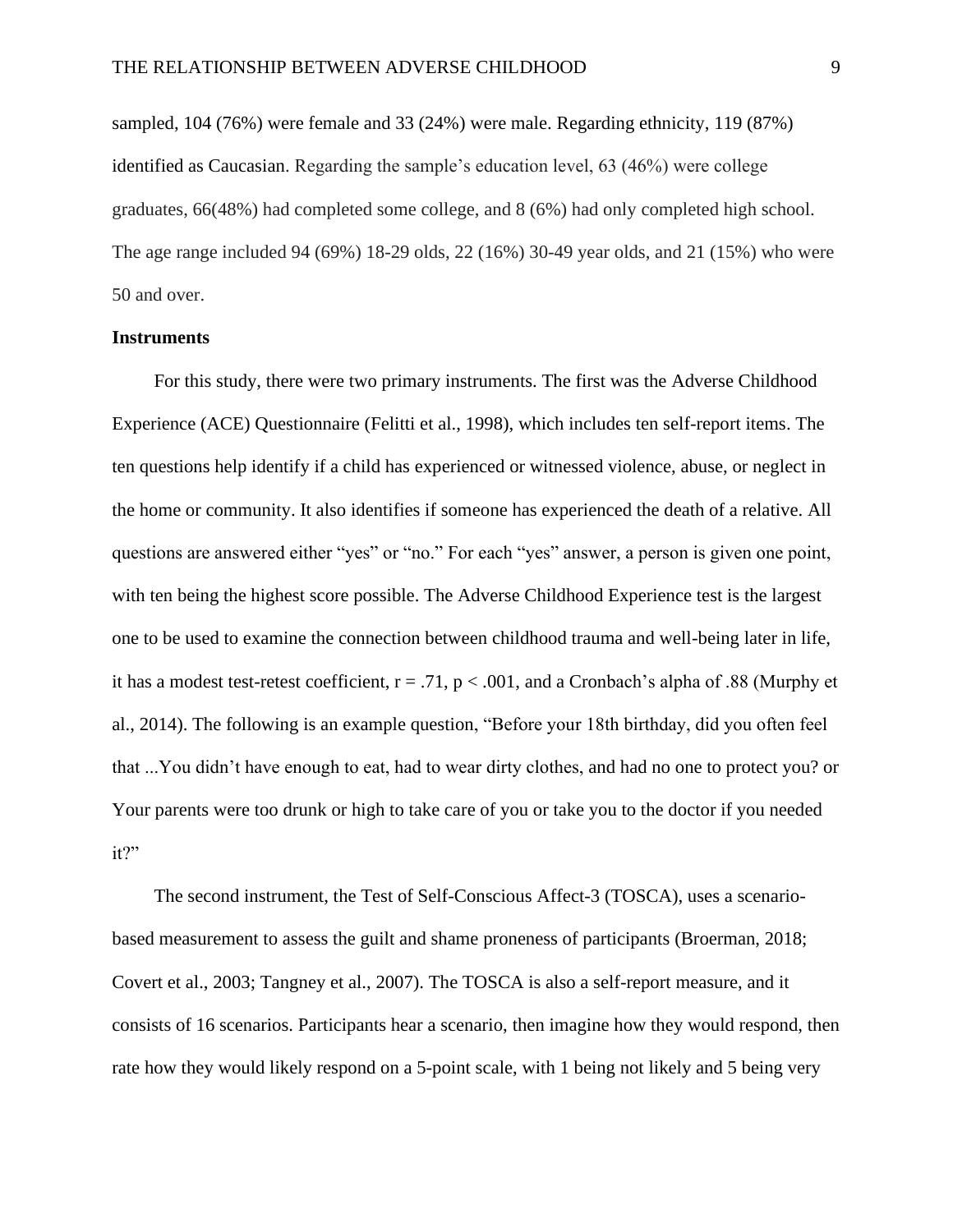sampled, 104 (76%) were female and 33 (24%) were male. Regarding ethnicity, 119 (87%) identified as Caucasian. Regarding the sample's education level, 63 (46%) were college graduates, 66(48%) had completed some college, and 8 (6%) had only completed high school. The age range included 94 (69%) 18-29 olds, 22 (16%) 30-49 year olds, and 21 (15%) who were 50 and over.

**Instruments**

For this study, there were two primary instruments. The first was the Adverse Childhood Experience (ACE) Questionnaire (Felitti et al., 1998), which includes ten self-report items. The ten questions help identify if a child has experienced or witnessed violence, abuse, or neglect in the home or community. It also identifies if someone has experienced the death of a relative. All questions are answered either "yes" or "no." For each "yes" answer, a person is given one point, with ten being the highest score possible. The Adverse Childhood Experience test is the largest one to be used to examine the connection between childhood trauma and well-being later in life, it has a modest test-retest coefficient, $r = .71$, $p < .001$, and a Cronbach's alpha of .88 (Murphy et al., 2014). The following is an example question, "Before your 18th birthday, did you often feel that ...You didn't have enough to eat, had to wear dirty clothes, and had no one to protect you? or Your parents were too drunk or high to take care of you or take you to the doctor if you needed it?"

The second instrument, the Test of Self-Conscious Affect-3 (TOSCA), uses a scenario-based measurement to assess the guilt and shame proneness of participants (Broerman, 2018; Covert et al., 2003; Tangney et al., 2007). The TOSCA is also a self-report measure, and it consists of 16 scenarios. Participants hear a scenario, then imagine how they would respond, then rate how they would likely respond on a 5-point scale, with 1 being not likely and 5 being very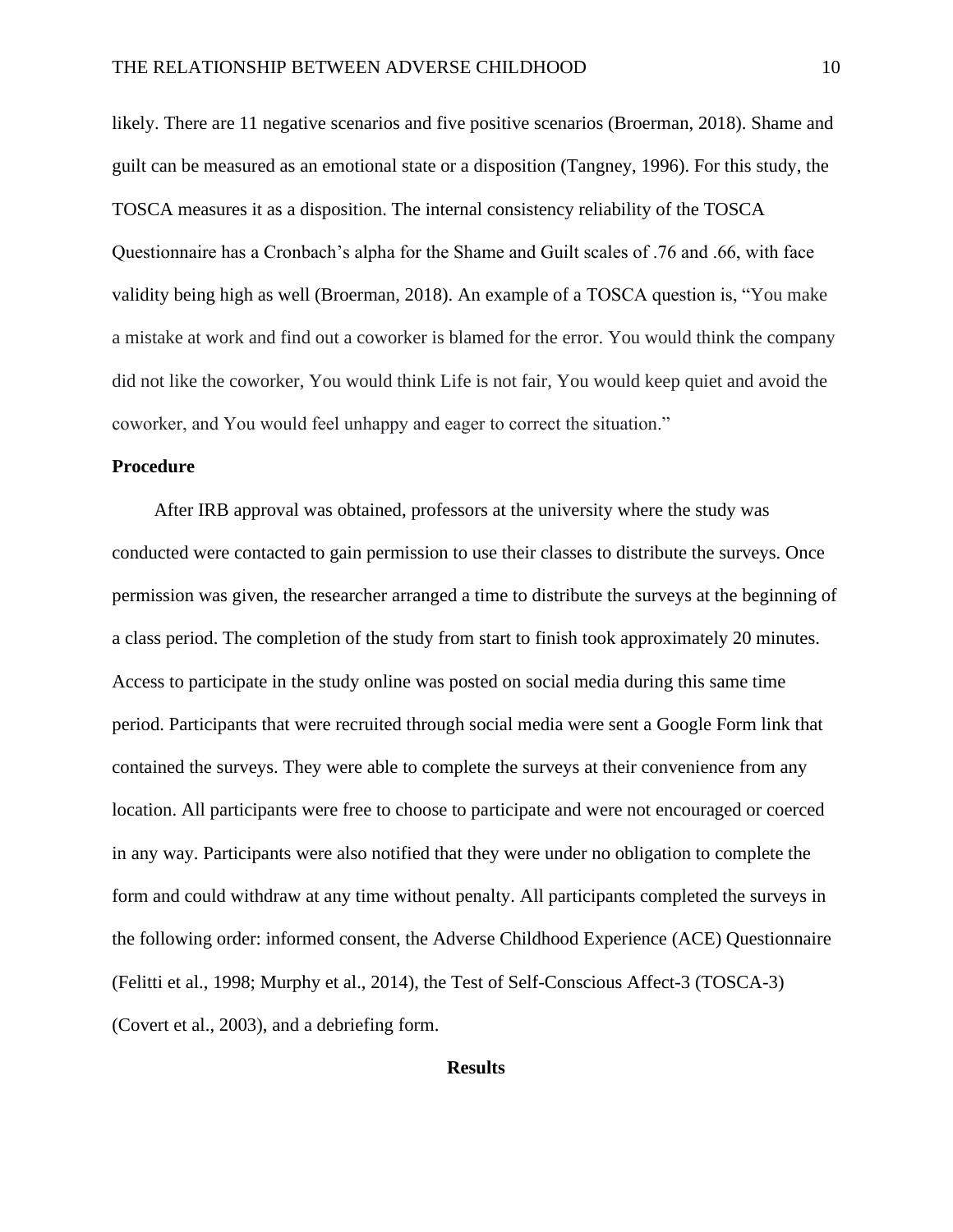likely. There are 11 negative scenarios and five positive scenarios (Broerman, 2018). Shame and guilt can be measured as an emotional state or a disposition (Tangney, 1996). For this study, the TOSCA measures it as a disposition. The internal consistency reliability of the TOSCA Questionnaire has a Cronbach's alpha for the Shame and Guilt scales of .76 and .66, with face validity being high as well (Broerman, 2018). An example of a TOSCA question is, "You make a mistake at work and find out a coworker is blamed for the error. You would think the company did not like the coworker, You would think Life is not fair, You would keep quiet and avoid the coworker, and You would feel unhappy and eager to correct the situation."

### Procedure

After IRB approval was obtained, professors at the university where the study was conducted were contacted to gain permission to use their classes to distribute the surveys. Once permission was given, the researcher arranged a time to distribute the surveys at the beginning of a class period. The completion of the study from start to finish took approximately 20 minutes. Access to participate in the study online was posted on social media during this same time period. Participants that were recruited through social media were sent a Google Form link that contained the surveys. They were able to complete the surveys at their convenience from any location. All participants were free to choose to participate and were not encouraged or coerced in any way. Participants were also notified that they were under no obligation to complete the form and could withdraw at any time without penalty. All participants completed the surveys in the following order: informed consent, the Adverse Childhood Experience (ACE) Questionnaire (Felitti et al., 1998; Murphy et al., 2014), the Test of Self-Conscious Affect-3 (TOSCA-3) (Covert et al., 2003), and a debriefing form.

## Results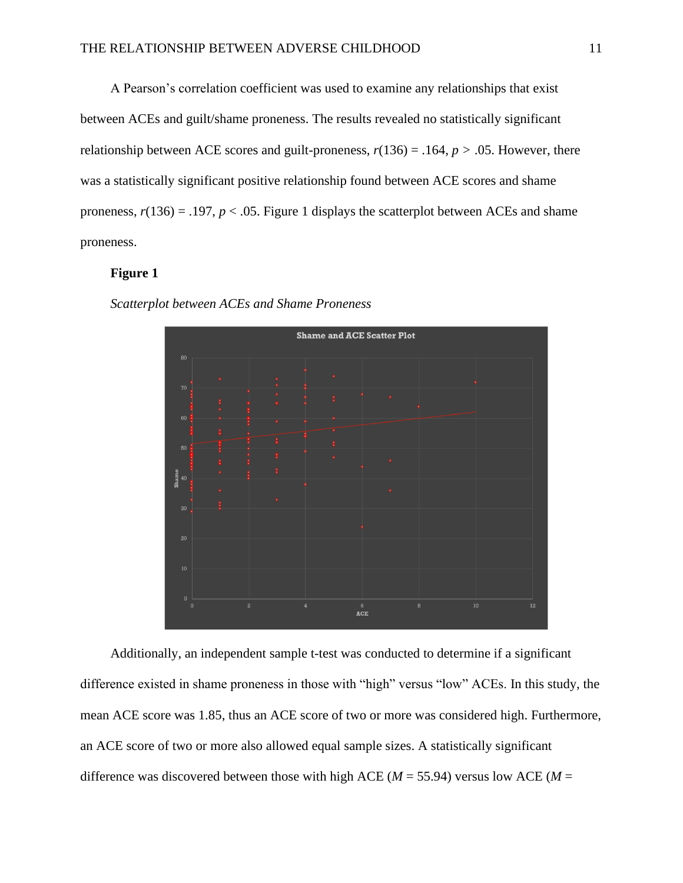A Pearson's correlation coefficient was used to examine any relationships that exist between ACEs and guilt/shame proneness. The results revealed no statistically significant relationship between ACE scores and guilt-proneness, $r(136) = .164$, $p > .05$. However, there was a statistically significant positive relationship found between ACE scores and shame proneness, $r(136) = .197$, $p < .05$. Figure 1 displays the scatterplot between ACEs and shame proneness.

**Figure 1**

*Scatterplot between ACEs and Shame Proneness*

Additionally, an independent sample t-test was conducted to determine if a significant difference existed in shame proneness in those with "high" versus "low" ACEs. In this study, the mean ACE score was 1.85, thus an ACE score of two or more was considered high. Furthermore, an ACE score of two or more also allowed equal sample sizes. A statistically significant difference was discovered between those with high ACE ($M = 55.94$) versus low ACE ($M =$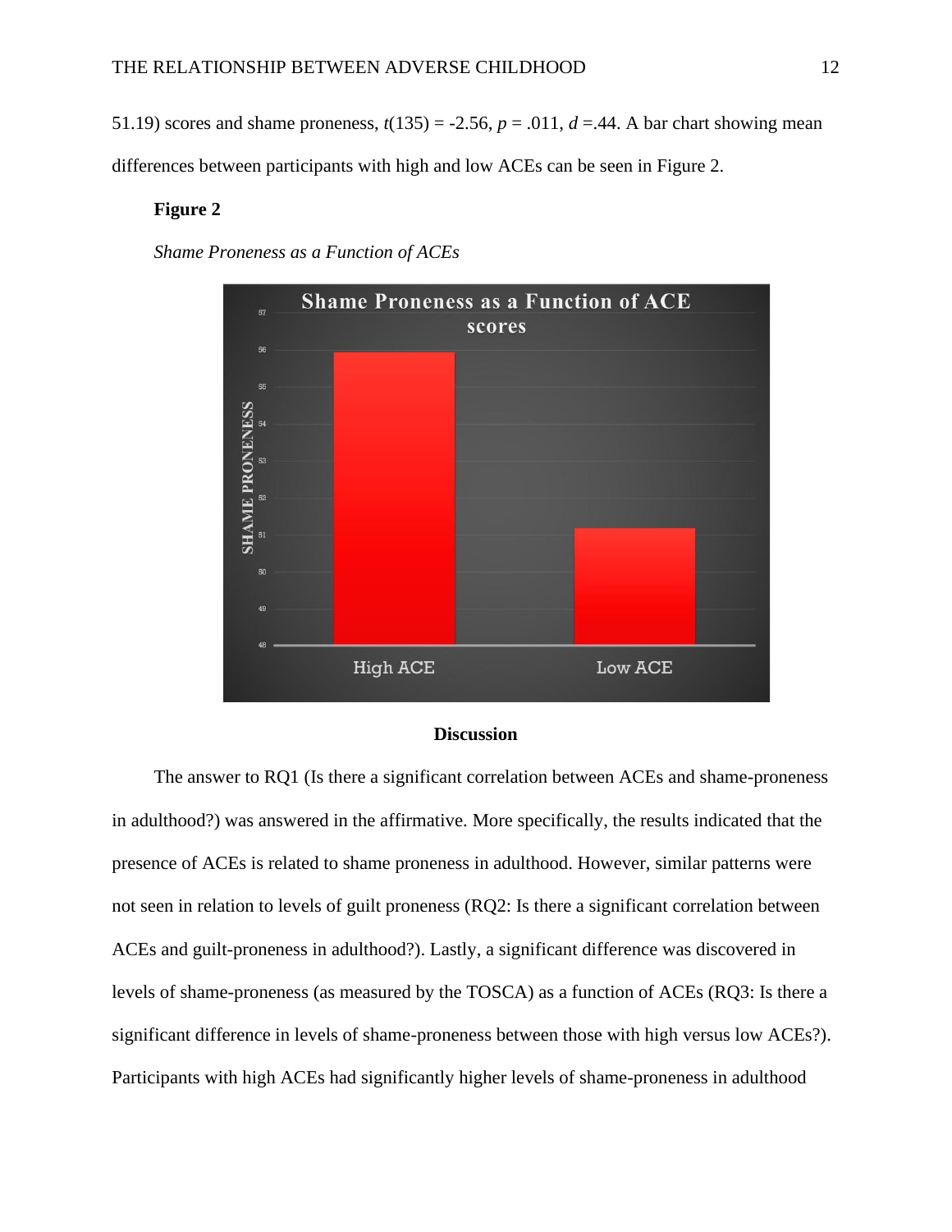51.19) scores and shame proneness, $t(135) = -2.56$, $p = .011$, $d = .44$. A bar chart showing mean differences between participants with high and low ACEs can be seen in Figure 2.

**Figure 2**

*Shame Proneness as a Function of ACEs*

## Discussion

The answer to RQ1 (Is there a significant correlation between ACEs and shame-proneness in adulthood?) was answered in the affirmative. More specifically, the results indicated that the presence of ACEs is related to shame proneness in adulthood. However, similar patterns were not seen in relation to levels of guilt proneness (RQ2: Is there a significant correlation between ACEs and guilt-proneness in adulthood?). Lastly, a significant difference was discovered in levels of shame-proneness (as measured by the TOSCA) as a function of ACEs (RQ3: Is there a significant difference in levels of shame-proneness between those with high versus low ACEs?). Participants with high ACEs had significantly higher levels of shame-proneness in adulthood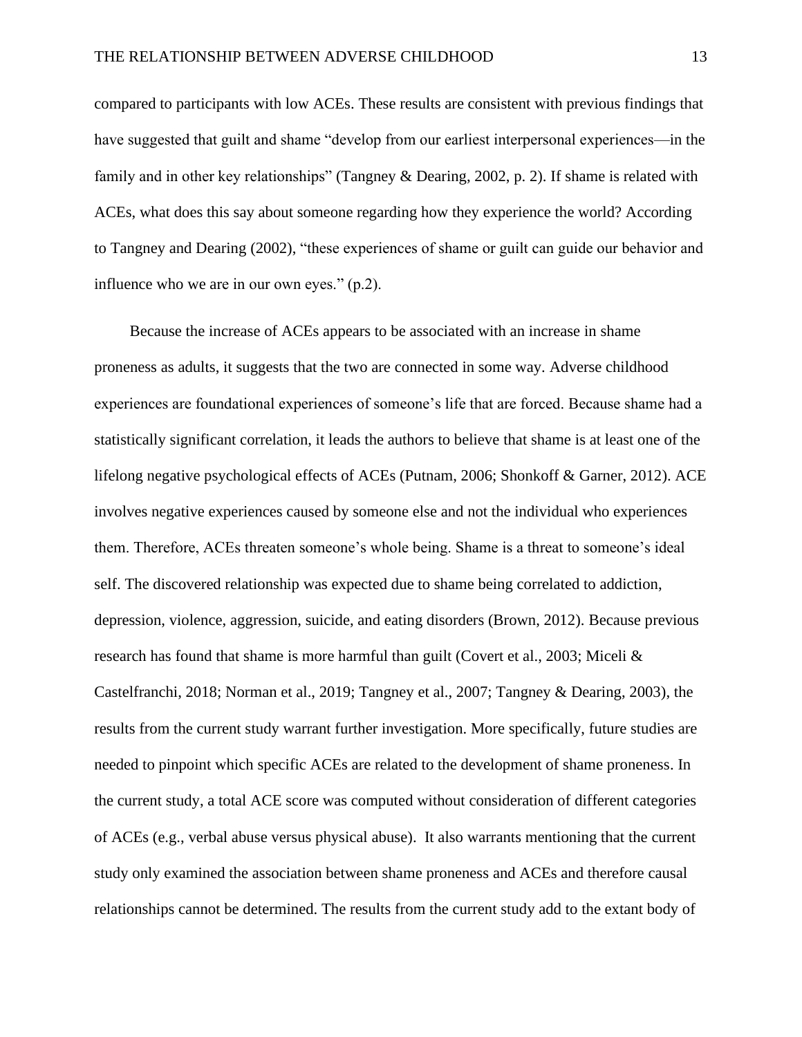compared to participants with low ACEs. These results are consistent with previous findings that have suggested that guilt and shame "develop from our earliest interpersonal experiences—in the family and in other key relationships" (Tangney & Dearing, 2002, p. 2). If shame is related with ACEs, what does this say about someone regarding how they experience the world? According to Tangney and Dearing (2002), "these experiences of shame or guilt can guide our behavior and influence who we are in our own eyes." (p.2).

Because the increase of ACEs appears to be associated with an increase in shame proneness as adults, it suggests that the two are connected in some way. Adverse childhood experiences are foundational experiences of someone's life that are forced. Because shame had a statistically significant correlation, it leads the authors to believe that shame is at least one of the lifelong negative psychological effects of ACEs (Putnam, 2006; Shonkoff & Garner, 2012). ACE involves negative experiences caused by someone else and not the individual who experiences them. Therefore, ACEs threaten someone's whole being. Shame is a threat to someone's ideal self. The discovered relationship was expected due to shame being correlated to addiction, depression, violence, aggression, suicide, and eating disorders (Brown, 2012). Because previous research has found that shame is more harmful than guilt (Covert et al., 2003; Miceli & Castelfranchi, 2018; Norman et al., 2019; Tangney et al., 2007; Tangney & Dearing, 2003), the results from the current study warrant further investigation. More specifically, future studies are needed to pinpoint which specific ACEs are related to the development of shame proneness. In the current study, a total ACE score was computed without consideration of different categories of ACEs (e.g., verbal abuse versus physical abuse). It also warrants mentioning that the current study only examined the association between shame proneness and ACEs and therefore causal relationships cannot be determined. The results from the current study add to the extant body of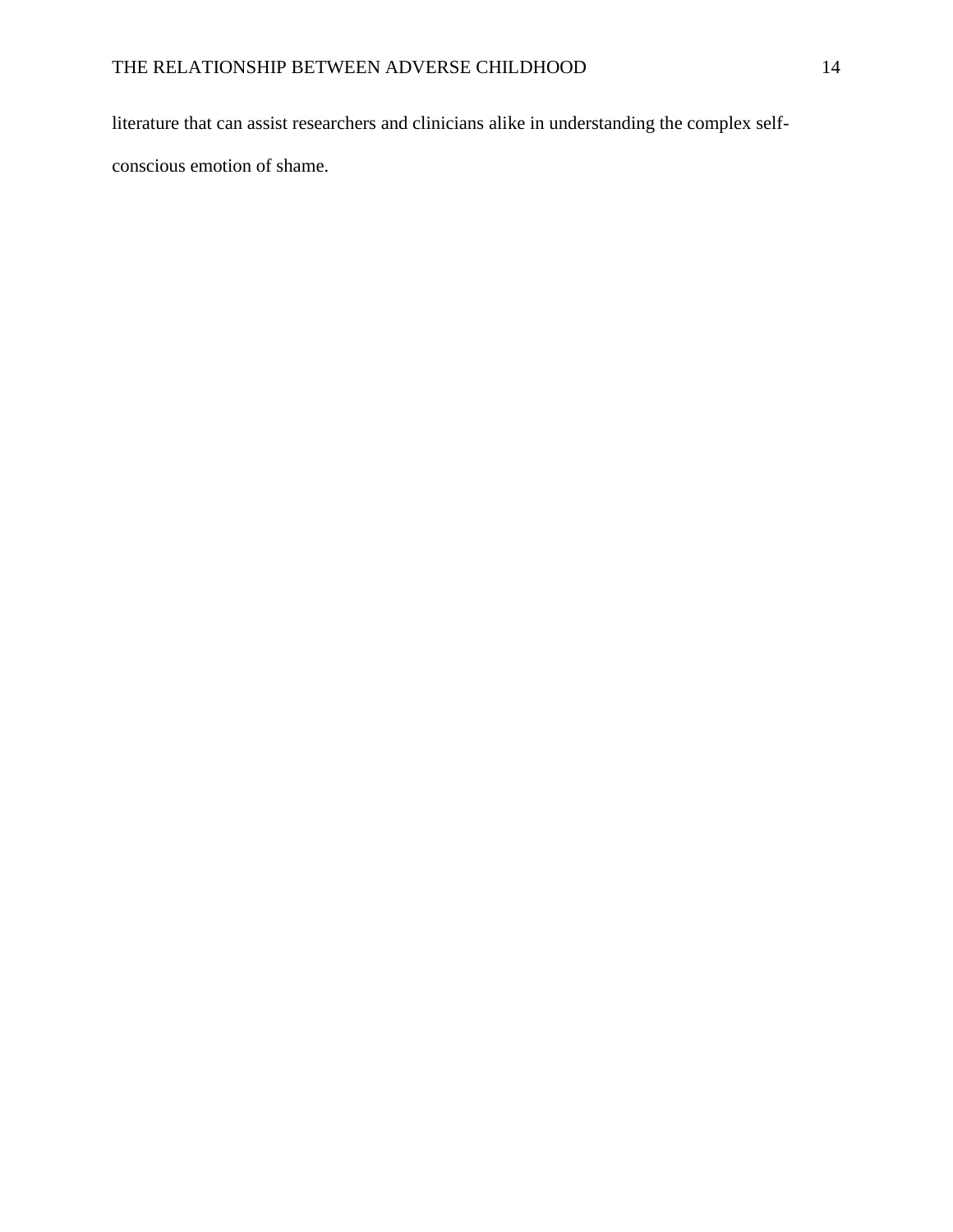literature that can assist researchers and clinicians alike in understanding the complex self-conscious emotion of shame.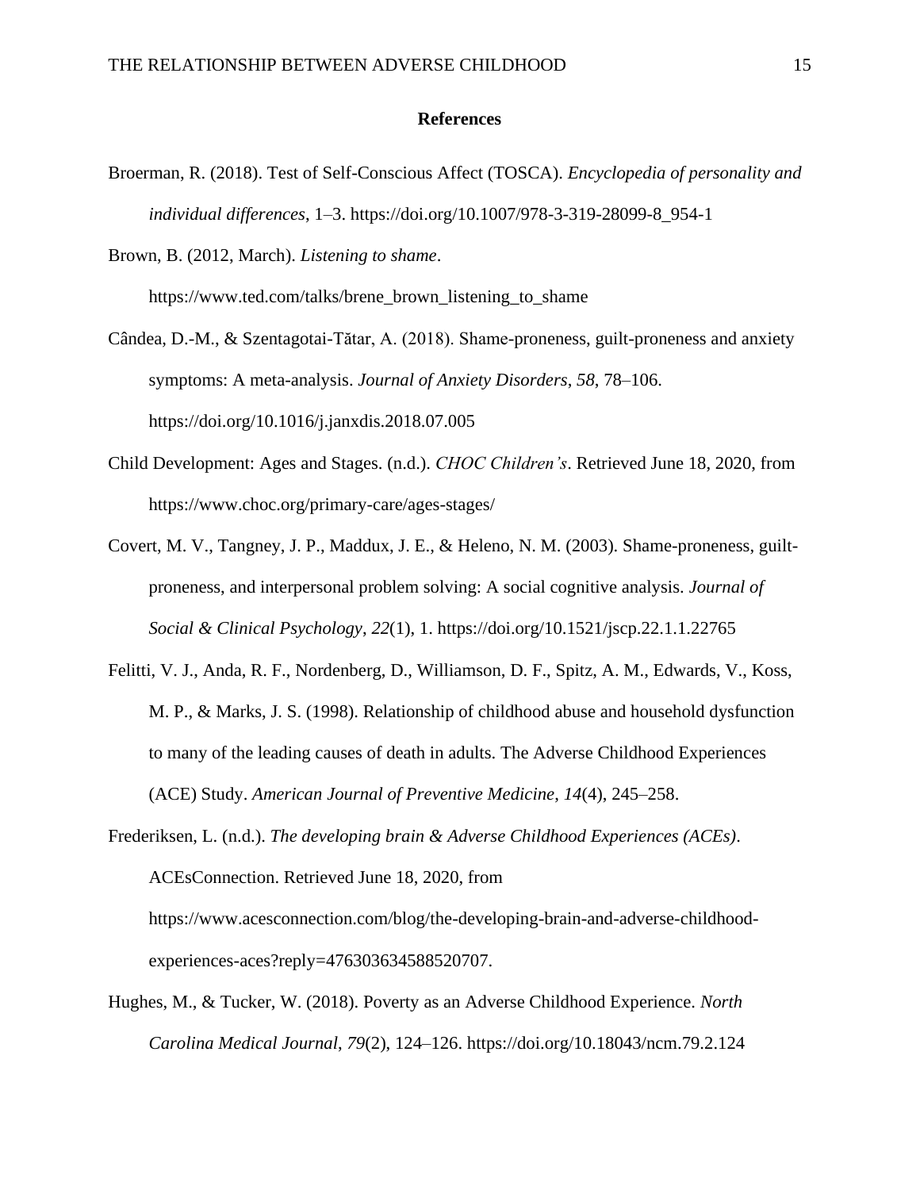# References

Broerman, R. (2018). Test of Self-Conscious Affect (TOSCA). *Encyclopedia of personality and individual differences*, 1–3. https://doi.org/10.1007/978-3-319-28099-8_954-1

Brown, B. (2012, March). *Listening to shame*. https://www.ted.com/talks/brene_brown_listening_to_shame

Cândea, D.-M., & Szentagotai-Tătar, A. (2018). Shame-proneness, guilt-proneness and anxiety symptoms: A meta-analysis. *Journal of Anxiety Disorders*, *58*, 78–106. https://doi.org/10.1016/j.janxdis.2018.07.005

Child Development: Ages and Stages. (n.d.). *CHOC Children's*. Retrieved June 18, 2020, from https://www.choc.org/primary-care/ages-stages/

Covert, M. V., Tangney, J. P., Maddux, J. E., & Heleno, N. M. (2003). Shame-proneness, guilt-proneness, and interpersonal problem solving: A social cognitive analysis. *Journal of Social & Clinical Psychology*, *22*(1), 1. https://doi.org/10.1521/jscp.22.1.1.22765

Felitti, V. J., Anda, R. F., Nordenberg, D., Williamson, D. F., Spitz, A. M., Edwards, V., Koss, M. P., & Marks, J. S. (1998). Relationship of childhood abuse and household dysfunction to many of the leading causes of death in adults. The Adverse Childhood Experiences (ACE) Study. *American Journal of Preventive Medicine*, *14*(4), 245–258.

Frederiksen, L. (n.d.). *The developing brain & Adverse Childhood Experiences (ACEs)*. ACEsConnection. Retrieved June 18, 2020, from https://www.acesconnection.com/blog/the-developing-brain-and-adverse-childhood-experiences-aces?reply=476303634588520707.

Hughes, M., & Tucker, W. (2018). Poverty as an Adverse Childhood Experience. *North Carolina Medical Journal*, *79*(2), 124–126. https://doi.org/10.18043/ncm.79.2.124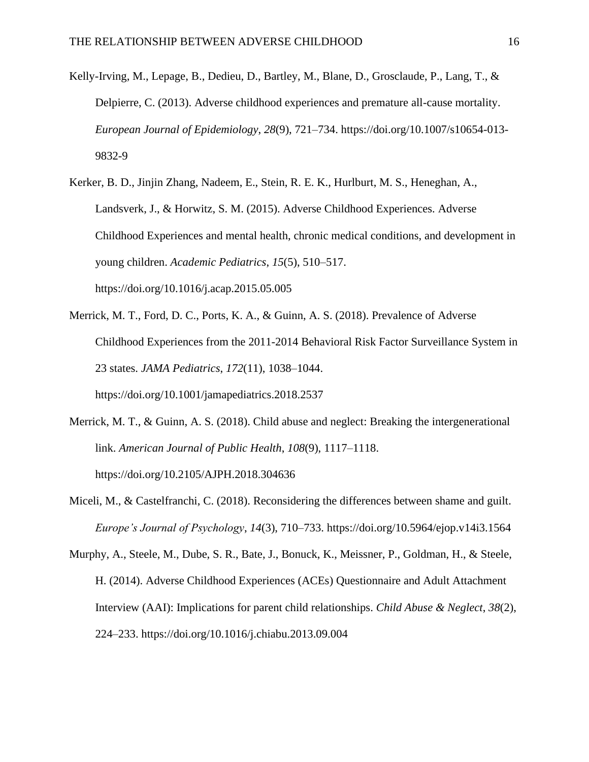Kelly-Irving, M., Lepage, B., Dedieu, D., Bartley, M., Blane, D., Grosclaude, P., Lang, T., & Delpierre, C. (2013). Adverse childhood experiences and premature all-cause mortality. *European Journal of Epidemiology*, *28*(9), 721–734. https://doi.org/10.1007/s10654-013-9832-9

Kerker, B. D., Jinjin Zhang, Nadeem, E., Stein, R. E. K., Hurlburt, M. S., Heneghan, A., Landsverk, J., & Horwitz, S. M. (2015). Adverse Childhood Experiences. Adverse Childhood Experiences and mental health, chronic medical conditions, and development in young children. *Academic Pediatrics*, *15*(5), 510–517. https://doi.org/10.1016/j.acap.2015.05.005

Merrick, M. T., Ford, D. C., Ports, K. A., & Guinn, A. S. (2018). Prevalence of Adverse Childhood Experiences from the 2011-2014 Behavioral Risk Factor Surveillance System in 23 states. *JAMA Pediatrics*, *172*(11), 1038–1044. https://doi.org/10.1001/jamapediatrics.2018.2537

Merrick, M. T., & Guinn, A. S. (2018). Child abuse and neglect: Breaking the intergenerational link. *American Journal of Public Health*, *108*(9), 1117–1118. https://doi.org/10.2105/AJPH.2018.304636

Miceli, M., & Castelfranchi, C. (2018). Reconsidering the differences between shame and guilt. *Europe's Journal of Psychology*, *14*(3), 710–733. https://doi.org/10.5964/ejop.v14i3.1564

Murphy, A., Steele, M., Dube, S. R., Bate, J., Bonuck, K., Meissner, P., Goldman, H., & Steele, H. (2014). Adverse Childhood Experiences (ACEs) Questionnaire and Adult Attachment Interview (AAI): Implications for parent child relationships. *Child Abuse & Neglect*, *38*(2), 224–233. https://doi.org/10.1016/j.chiabu.2013.09.004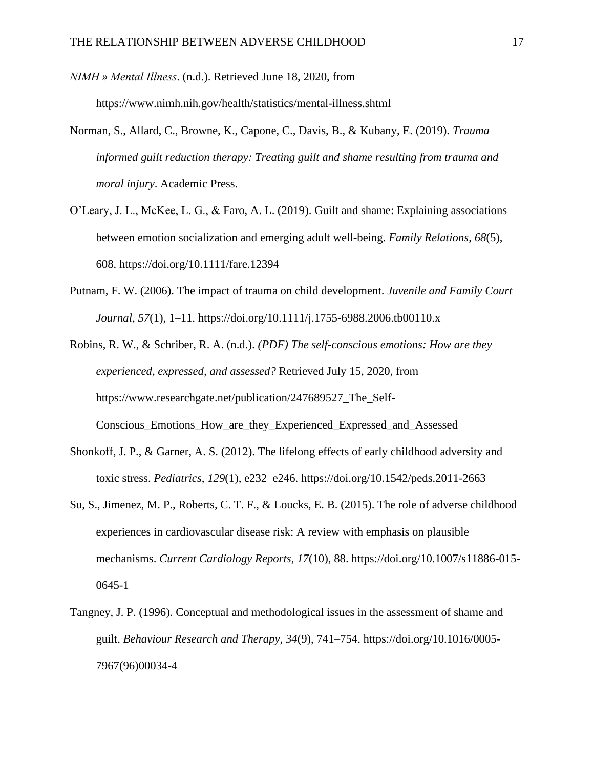*NIMH » Mental Illness*. (n.d.). Retrieved June 18, 2020, from https://www.nimh.nih.gov/health/statistics/mental-illness.shtml

Norman, S., Allard, C., Browne, K., Capone, C., Davis, B., & Kubany, E. (2019). *Trauma informed guilt reduction therapy: Treating guilt and shame resulting from trauma and moral injury*. Academic Press.

O'Leary, J. L., McKee, L. G., & Faro, A. L. (2019). Guilt and shame: Explaining associations between emotion socialization and emerging adult well-being. *Family Relations*, *68*(5), 608. https://doi.org/10.1111/fare.12394

Putnam, F. W. (2006). The impact of trauma on child development. *Juvenile and Family Court Journal*, *57*(1), 1–11. https://doi.org/10.1111/j.1755-6988.2006.tb00110.x

Robins, R. W., & Schriber, R. A. (n.d.). *(PDF) The self-conscious emotions: How are they experienced, expressed, and assessed?* Retrieved July 15, 2020, from https://www.researchgate.net/publication/247689527_The_Self-Conscious_Emotions_How_are_they_Experienced_Expressed_and_Assessed

Shonkoff, J. P., & Garner, A. S. (2012). The lifelong effects of early childhood adversity and toxic stress. *Pediatrics*, *129*(1), e232–e246. https://doi.org/10.1542/peds.2011-2663

Su, S., Jimenez, M. P., Roberts, C. T. F., & Loucks, E. B. (2015). The role of adverse childhood experiences in cardiovascular disease risk: A review with emphasis on plausible mechanisms. *Current Cardiology Reports*, *17*(10), 88. https://doi.org/10.1007/s11886-015-0645-1

Tangney, J. P. (1996). Conceptual and methodological issues in the assessment of shame and guilt. *Behaviour Research and Therapy*, *34*(9), 741–754. https://doi.org/10.1016/0005-7967(96)00034-4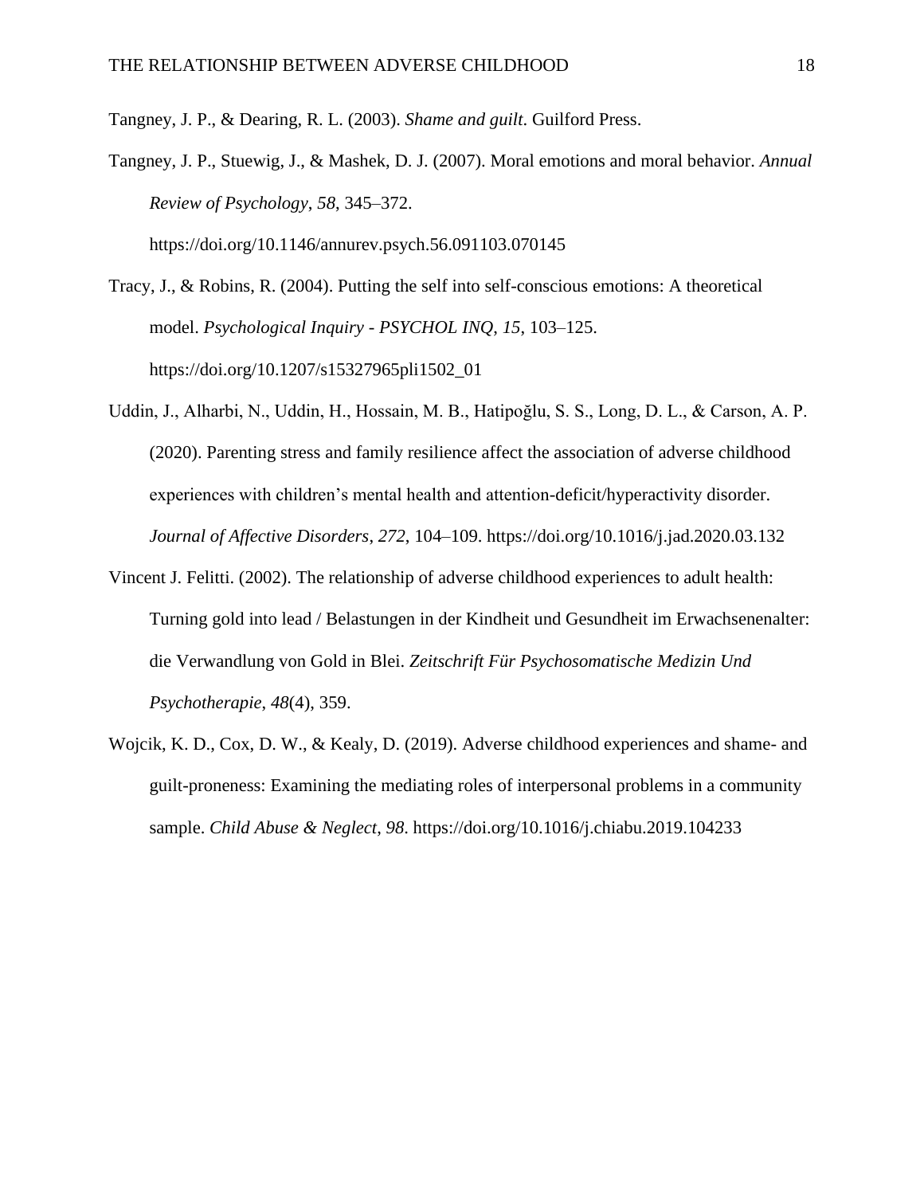Tangney, J. P., & Dearing, R. L. (2003). *Shame and guilt*. Guilford Press.

Tangney, J. P., Stuewig, J., & Mashek, D. J. (2007). Moral emotions and moral behavior. *Annual Review of Psychology*, *58*, 345–372. https://doi.org/10.1146/annurev.psych.56.091103.070145

Tracy, J., & Robins, R. (2004). Putting the self into self-conscious emotions: A theoretical model. *Psychological Inquiry - PSYCHOL INQ*, *15*, 103–125. https://doi.org/10.1207/s15327965pli1502_01

Uddin, J., Alharbi, N., Uddin, H., Hossain, M. B., Hatipoğlu, S. S., Long, D. L., & Carson, A. P. (2020). Parenting stress and family resilience affect the association of adverse childhood experiences with children's mental health and attention-deficit/hyperactivity disorder. *Journal of Affective Disorders*, *272*, 104–109. https://doi.org/10.1016/j.jad.2020.03.132

Vincent J. Felitti. (2002). The relationship of adverse childhood experiences to adult health: Turning gold into lead / Belastungen in der Kindheit und Gesundheit im Erwachsenenalter: die Verwandlung von Gold in Blei. *Zeitschrift Für Psychosomatische Medizin Und Psychotherapie*, *48*(4), 359.

Wojcik, K. D., Cox, D. W., & Kealy, D. (2019). Adverse childhood experiences and shame- and guilt-proneness: Examining the mediating roles of interpersonal problems in a community sample. *Child Abuse & Neglect*, *98*. https://doi.org/10.1016/j.chiabu.2019.104233